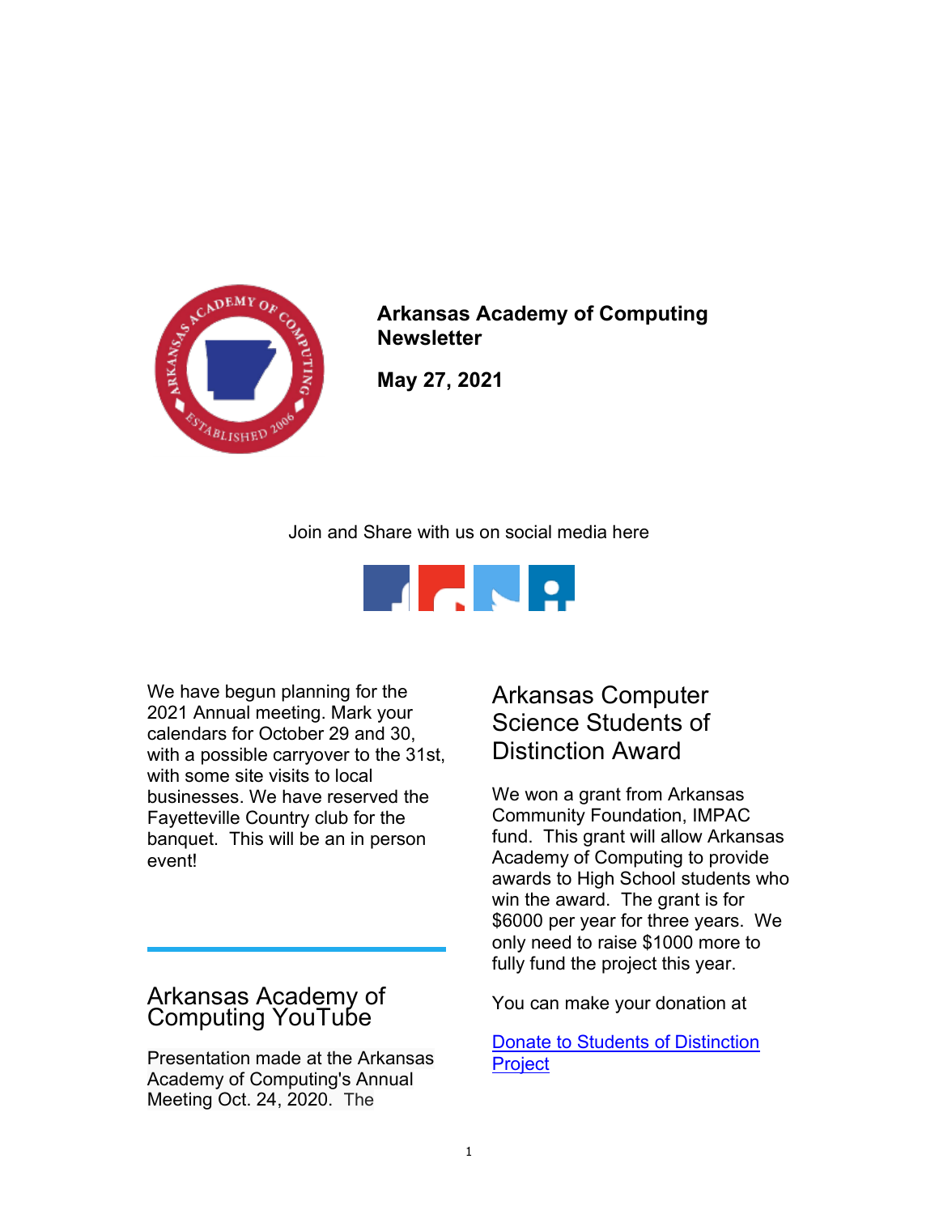**Arkansas Academy of Computing Newsletter**

**May 27, 2021**

Join and Share with us on social media here

We have begun planning for the 2021 Annual meeting. Mark your calendars for October 29 and 30, with a possible carryover to the 31st, with some site visits to local businesses. We have reserved the Fayetteville Country club for the banquet. This will be an in person event!

## Arkansas Academy of Computing YouTube

Presentation made at the Arkansas Academy of Computing's Annual Meeting Oct. 24, 2020. The

## Arkansas Computer Science Students of Distinction Award

We won a grant from Arkansas Community Foundation, IMPAC fund. This grant will allow Arkansas Academy of Computing to provide awards to High School students who win the award. The grant is for $6000 per year for three years. We only need to raise $1000 more to fully fund the project this year.

You can make your donation at

[Donate to Students of Distinction Project]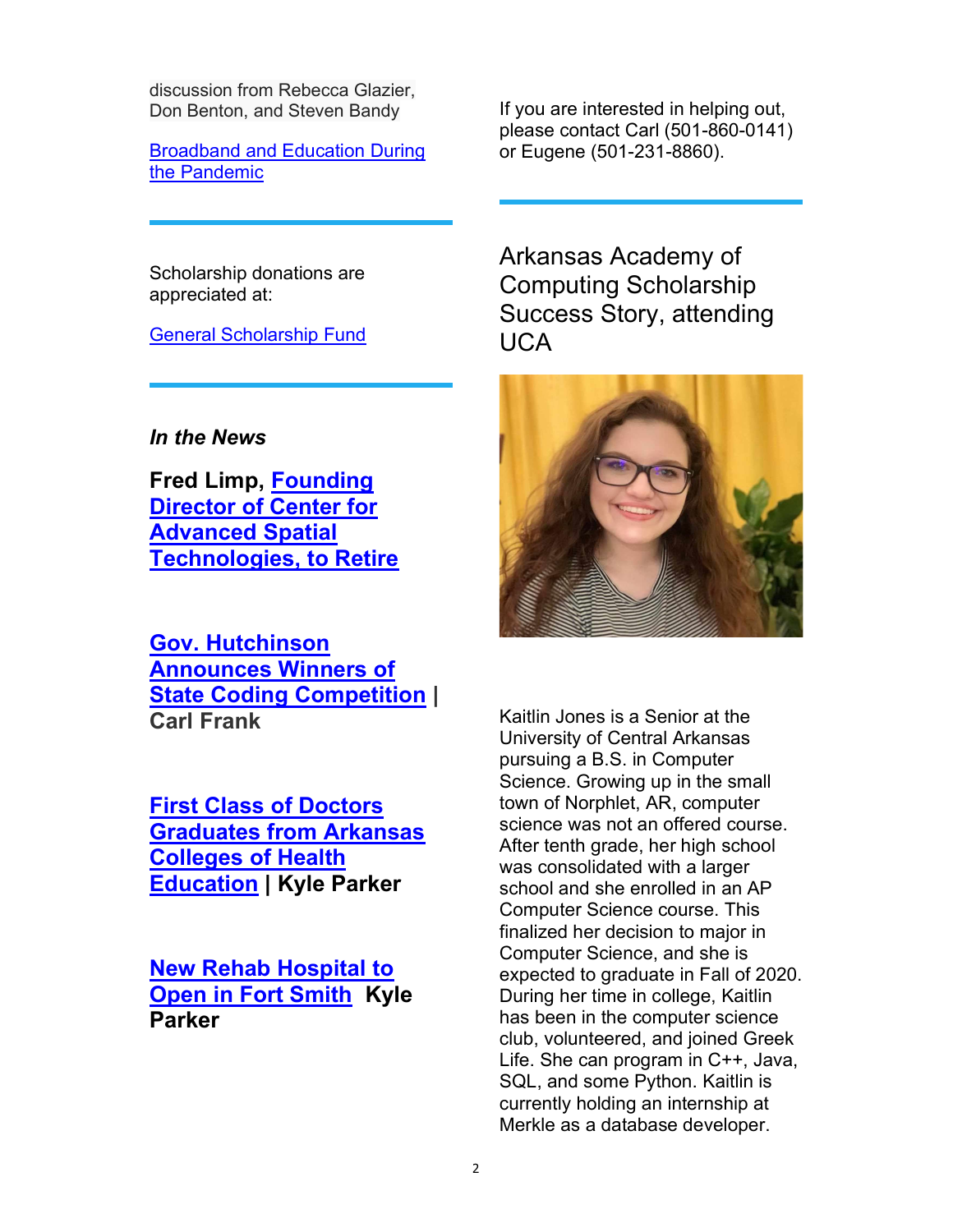discussion from Rebecca Glazier, Don Benton, and Steven Bandy

[Broadband and Education During the Pandemic]

---

Scholarship donations are appreciated at:

[General Scholarship Fund]

---

***In the News***

**Fred Limp, [Founding Director of Center for Advanced Spatial Technologies, to Retire]**

**[Gov. Hutchinson Announces Winners of State Coding Competition] | Carl Frank**

**[First Class of Doctors Graduates from Arkansas Colleges of Health Education] | Kyle Parker**

**[New Rehab Hospital to Open in Fort Smith] Kyle Parker**

If you are interested in helping out, please contact Carl (501-860-0141) or Eugene (501-231-8860).

---

## Arkansas Academy of Computing Scholarship Success Story, attending UCA

Kaitlin Jones is a Senior at the University of Central Arkansas pursuing a B.S. in Computer Science. Growing up in the small town of Norphlet, AR, computer science was not an offered course. After tenth grade, her high school was consolidated with a larger school and she enrolled in an AP Computer Science course. This finalized her decision to major in Computer Science, and she is expected to graduate in Fall of 2020. During her time in college, Kaitlin has been in the computer science club, volunteered, and joined Greek Life. She can program in C++, Java, SQL, and some Python. Kaitlin is currently holding an internship at Merkle as a database developer.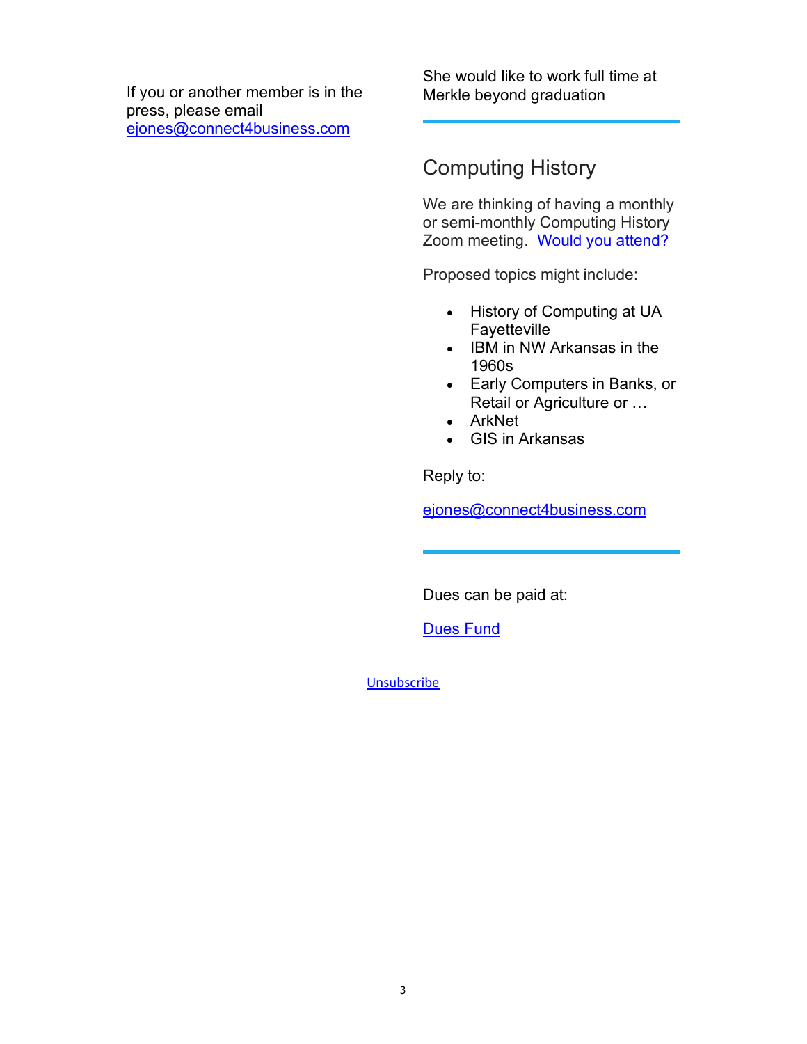If you or another member is in the press, please email [ejones@connect4business.com](mailto:ejones@connect4business.com)

She would like to work full time at Merkle beyond graduation

---

## Computing History

We are thinking of having a monthly or semi-monthly Computing History Zoom meeting. Would you attend?

Proposed topics might include:

- History of Computing at UA Fayetteville
- IBM in NW Arkansas in the 1960s
- Early Computers in Banks, or Retail or Agriculture or …
- ArkNet
- GIS in Arkansas

Reply to:

[ejones@connect4business.com](mailto:ejones@connect4business.com)

---

Dues can be paid at:

[Dues Fund]()

[Unsubscribe]()